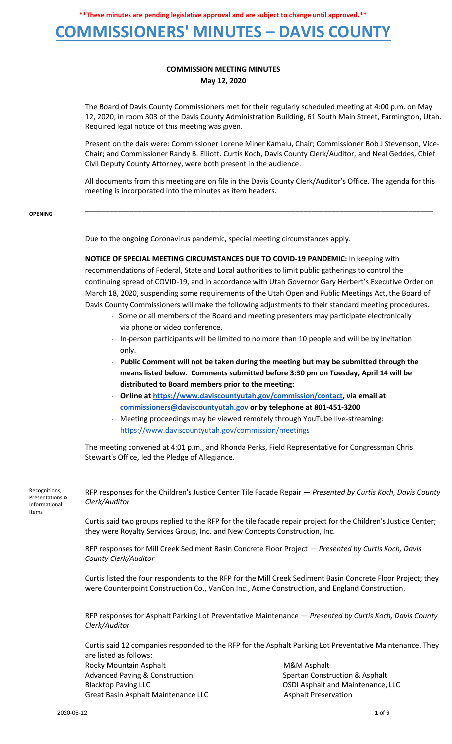**These minutes are pending legislative approval and are subject to change until approved.**

# COMMISSIONERS' MINUTES – DAVIS COUNTY

## COMMISSION MEETING MINUTES
**May 12, 2020**

The Board of Davis County Commissioners met for their regularly scheduled meeting at 4:00 p.m. on May 12, 2020, in room 303 of the Davis County Administration Building, 61 South Main Street, Farmington, Utah. Required legal notice of this meeting was given.

Present on the dais were: Commissioner Lorene Miner Kamalu, Chair; Commissioner Bob J Stevenson, Vice-Chair; and Commissioner Randy B. Elliott. Curtis Koch, Davis County Clerk/Auditor, and Neal Geddes, Chief Civil Deputy County Attorney, were both present in the audience.

All documents from this meeting are on file in the Davis County Clerk/Auditor's Office. The agenda for this meeting is incorporated into the minutes as item headers.

---

**OPENING**

Due to the ongoing Coronavirus pandemic, special meeting circumstances apply.

**NOTICE OF SPECIAL MEETING CIRCUMSTANCES DUE TO COVID-19 PANDEMIC:** In keeping with recommendations of Federal, State and Local authorities to limit public gatherings to control the continuing spread of COVID-19, and in accordance with Utah Governor Gary Herbert's Executive Order on March 18, 2020, suspending some requirements of the Utah Open and Public Meetings Act, the Board of Davis County Commissioners will make the following adjustments to their standard meeting procedures.

- Some or all members of the Board and meeting presenters may participate electronically via phone or video conference.
- In-person participants will be limited to no more than 10 people and will be by invitation only.
- **Public Comment will not be taken during the meeting but may be submitted through the means listed below. Comments submitted before 3:30 pm on Tuesday, April 14 will be distributed to Board members prior to the meeting:**
- **Online at https://www.daviscountyutah.gov/commission/contact, via email at commissioners@daviscountyutah.gov or by telephone at 801-451-3200**
- Meeting proceedings may be viewed remotely through YouTube live-streaming: https://www.daviscountyutah.gov/commission/meetings

The meeting convened at 4:01 p.m., and Rhonda Perks, Field Representative for Congressman Chris Stewart's Office, led the Pledge of Allegiance.

**Recognitions, Presentations & Informational Items**

RFP responses for the Children's Justice Center Tile Facade Repair — *Presented by Curtis Koch, Davis County Clerk/Auditor*

Curtis said two groups replied to the RFP for the tile facade repair project for the Children's Justice Center; they were Royalty Services Group, Inc. and New Concepts Construction, Inc.

RFP responses for Mill Creek Sediment Basin Concrete Floor Project — *Presented by Curtis Koch, Davis County Clerk/Auditor*

Curtis listed the four respondents to the RFP for the Mill Creek Sediment Basin Concrete Floor Project; they were Counterpoint Construction Co., VanCon Inc., Acme Construction, and England Construction.

RFP responses for Asphalt Parking Lot Preventative Maintenance — *Presented by Curtis Koch, Davis County Clerk/Auditor*

Curtis said 12 companies responded to the RFP for the Asphalt Parking Lot Preventative Maintenance. They are listed as follows:

| | |
|---|---|
| Rocky Mountain Asphalt | M&M Asphalt |
| Advanced Paving & Construction | Spartan Construction & Asphalt |
| Blacktop Paving LLC | OSDI Asphalt and Maintenance, LLC |
| Great Basin Asphalt Maintenance LLC | Asphalt Preservation |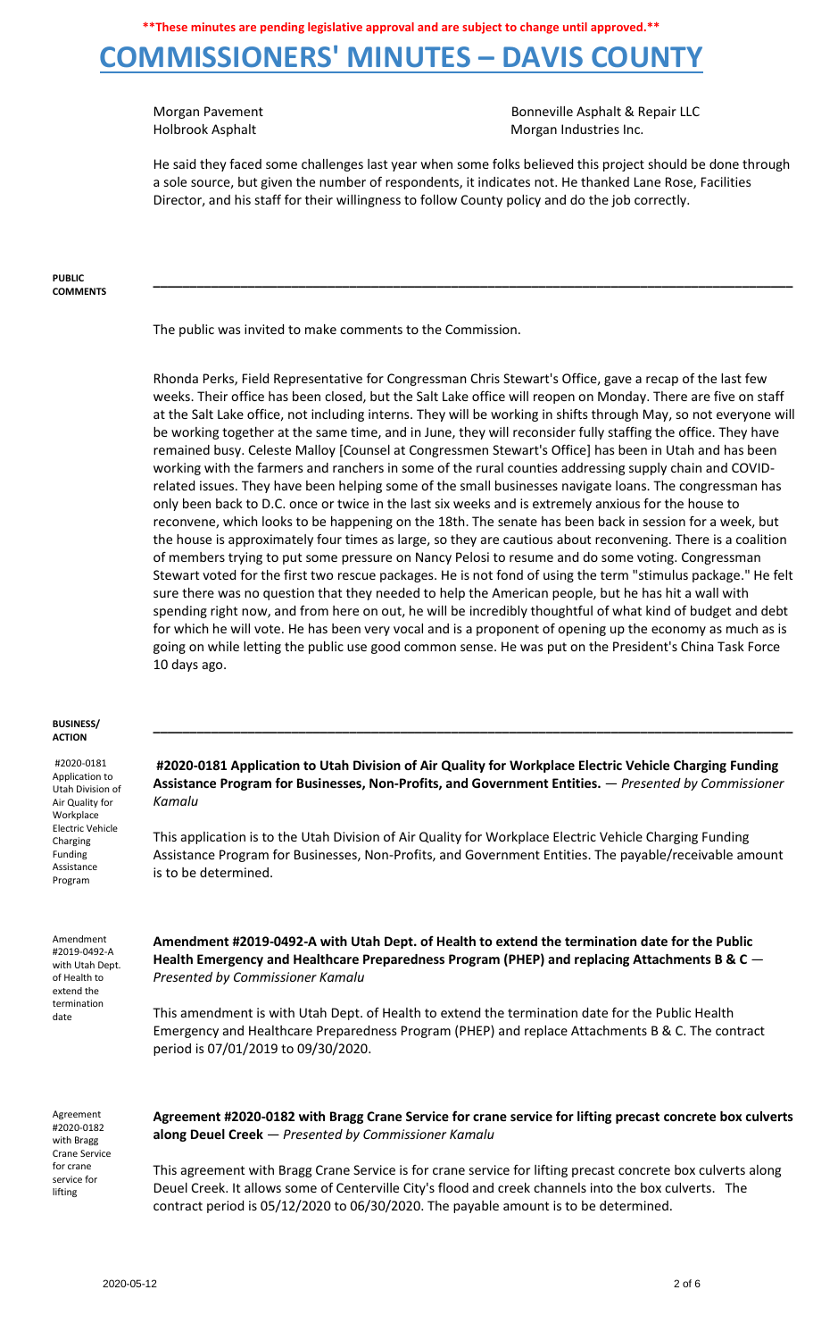**These minutes are pending legislative approval and are subject to change until approved.**

# COMMISSIONERS' MINUTES – DAVIS COUNTY

Morgan Pavement — Bonneville Asphalt & Repair LLC
Holbrook Asphalt — Morgan Industries Inc.

He said they faced some challenges last year when some folks believed this project should be done through a sole source, but given the number of respondents, it indicates not. He thanked Lane Rose, Facilities Director, and his staff for their willingness to follow County policy and do the job correctly.

**PUBLIC COMMENTS**

The public was invited to make comments to the Commission.

Rhonda Perks, Field Representative for Congressman Chris Stewart's Office, gave a recap of the last few weeks. Their office has been closed, but the Salt Lake office will reopen on Monday. There are five on staff at the Salt Lake office, not including interns. They will be working in shifts through May, so not everyone will be working together at the same time, and in June, they will reconsider fully staffing the office. They have remained busy. Celeste Malloy [Counsel at Congressmen Stewart's Office] has been in Utah and has been working with the farmers and ranchers in some of the rural counties addressing supply chain and COVID-related issues. They have been helping some of the small businesses navigate loans. The congressman has only been back to D.C. once or twice in the last six weeks and is extremely anxious for the house to reconvene, which looks to be happening on the 18th. The senate has been back in session for a week, but the house is approximately four times as large, so they are cautious about reconvening. There is a coalition of members trying to put some pressure on Nancy Pelosi to resume and do some voting. Congressman Stewart voted for the first two rescue packages. He is not fond of using the term "stimulus package." He felt sure there was no question that they needed to help the American people, but he has hit a wall with spending right now, and from here on out, he will be incredibly thoughtful of what kind of budget and debt for which he will vote. He has been very vocal and is a proponent of opening up the economy as much as is going on while letting the public use good common sense. He was put on the President's China Task Force 10 days ago.

**BUSINESS/ ACTION**

*#2020-0181 Application to Utah Division of Air Quality for Workplace Electric Vehicle Charging Funding Assistance Program*

**#2020-0181 Application to Utah Division of Air Quality for Workplace Electric Vehicle Charging Funding Assistance Program for Businesses, Non-Profits, and Government Entities.** — *Presented by Commissioner Kamalu*

This application is to the Utah Division of Air Quality for Workplace Electric Vehicle Charging Funding Assistance Program for Businesses, Non-Profits, and Government Entities. The payable/receivable amount is to be determined.

*Amendment #2019-0492-A with Utah Dept. of Health to extend the termination date*

**Amendment #2019-0492-A with Utah Dept. of Health to extend the termination date for the Public Health Emergency and Healthcare Preparedness Program (PHEP) and replacing Attachments B & C** — *Presented by Commissioner Kamalu*

This amendment is with Utah Dept. of Health to extend the termination date for the Public Health Emergency and Healthcare Preparedness Program (PHEP) and replace Attachments B & C. The contract period is 07/01/2019 to 09/30/2020.

*Agreement #2020-0182 with Bragg Crane Service for crane service for lifting*

**Agreement #2020-0182 with Bragg Crane Service for crane service for lifting precast concrete box culverts along Deuel Creek** — *Presented by Commissioner Kamalu*

This agreement with Bragg Crane Service is for crane service for lifting precast concrete box culverts along Deuel Creek. It allows some of Centerville City's flood and creek channels into the box culverts. The contract period is 05/12/2020 to 06/30/2020. The payable amount is to be determined.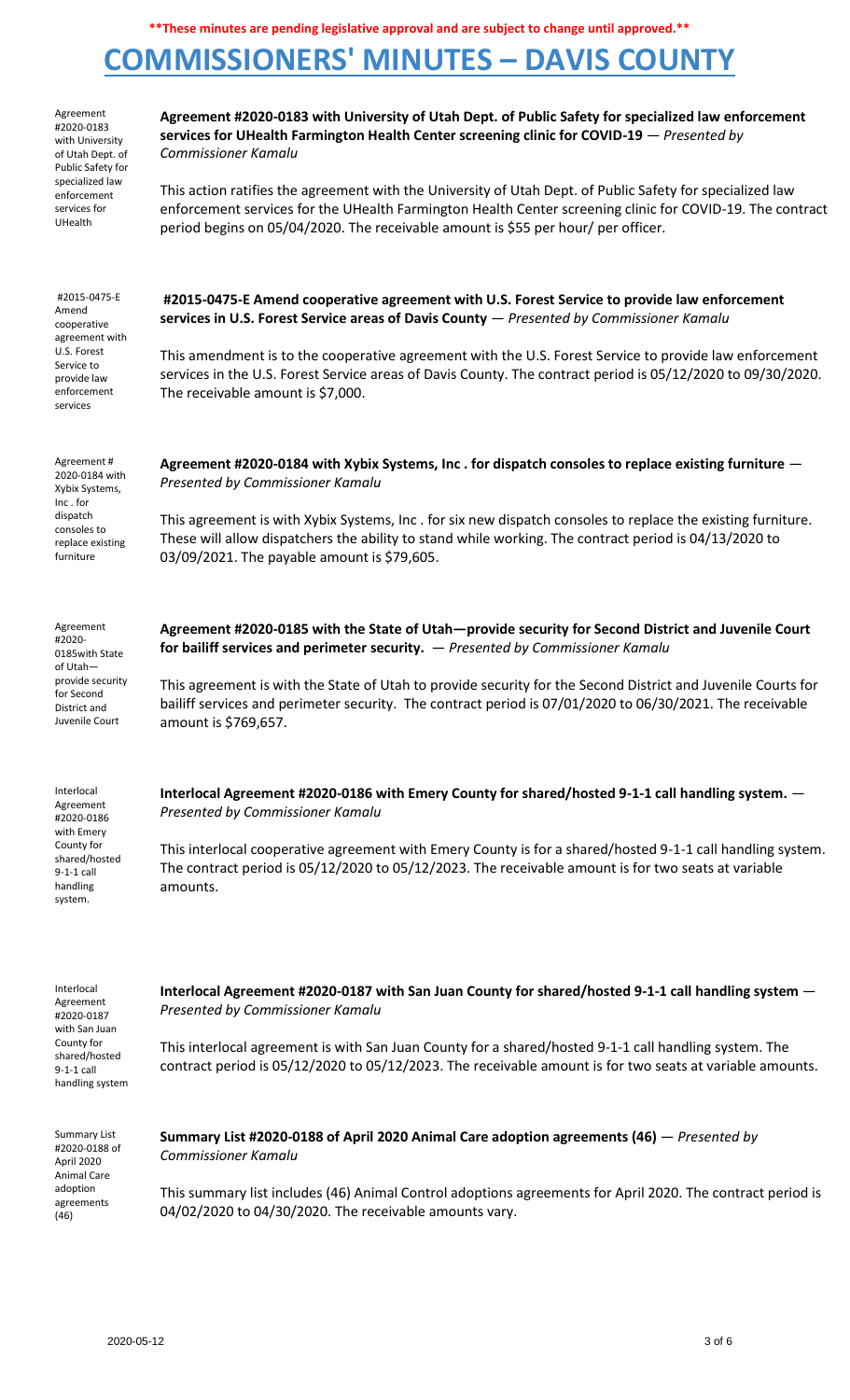**\*\*These minutes are pending legislative approval and are subject to change until approved.\*\***

# COMMISSIONERS' MINUTES – DAVIS COUNTY

Agreement #2020-0183 with University of Utah Dept. of Public Safety for specialized law enforcement services for UHealth

**Agreement #2020-0183 with University of Utah Dept. of Public Safety for specialized law enforcement services for UHealth Farmington Health Center screening clinic for COVID-19** — *Presented by Commissioner Kamalu*

This action ratifies the agreement with the University of Utah Dept. of Public Safety for specialized law enforcement services for the UHealth Farmington Health Center screening clinic for COVID-19. The contract period begins on 05/04/2020. The receivable amount is $55 per hour/ per officer.

#2015-0475-E Amend cooperative agreement with U.S. Forest Service to provide law enforcement services

**#2015-0475-E Amend cooperative agreement with U.S. Forest Service to provide law enforcement services in U.S. Forest Service areas of Davis County** — *Presented by Commissioner Kamalu*

This amendment is to the cooperative agreement with the U.S. Forest Service to provide law enforcement services in the U.S. Forest Service areas of Davis County. The contract period is 05/12/2020 to 09/30/2020. The receivable amount is $7,000.

Agreement # 2020-0184 with Xybix Systems, Inc . for dispatch consoles to replace existing furniture

**Agreement #2020-0184 with Xybix Systems, Inc . for dispatch consoles to replace existing furniture** — *Presented by Commissioner Kamalu*

This agreement is with Xybix Systems, Inc . for six new dispatch consoles to replace the existing furniture. These will allow dispatchers the ability to stand while working. The contract period is 04/13/2020 to 03/09/2021. The payable amount is $79,605.

Agreement #2020-0185with State of Utah—provide security for Second District and Juvenile Court

**Agreement #2020-0185 with the State of Utah—provide security for Second District and Juvenile Court for bailiff services and perimeter security.** — *Presented by Commissioner Kamalu*

This agreement is with the State of Utah to provide security for the Second District and Juvenile Courts for bailiff services and perimeter security. The contract period is 07/01/2020 to 06/30/2021. The receivable amount is $769,657.

Interlocal Agreement #2020-0186 with Emery County for shared/hosted 9-1-1 call handling system.

**Interlocal Agreement #2020-0186 with Emery County for shared/hosted 9-1-1 call handling system.** — *Presented by Commissioner Kamalu*

This interlocal cooperative agreement with Emery County is for a shared/hosted 9-1-1 call handling system. The contract period is 05/12/2020 to 05/12/2023. The receivable amount is for two seats at variable amounts.

Interlocal Agreement #2020-0187 with San Juan County for shared/hosted 9-1-1 call handling system

**Interlocal Agreement #2020-0187 with San Juan County for shared/hosted 9-1-1 call handling system** — *Presented by Commissioner Kamalu*

This interlocal agreement is with San Juan County for a shared/hosted 9-1-1 call handling system. The contract period is 05/12/2020 to 05/12/2023. The receivable amount is for two seats at variable amounts.

Summary List #2020-0188 of April 2020 Animal Care adoption agreements (46)

**Summary List #2020-0188 of April 2020 Animal Care adoption agreements (46)** — *Presented by Commissioner Kamalu*

This summary list includes (46) Animal Control adoptions agreements for April 2020. The contract period is 04/02/2020 to 04/30/2020. The receivable amounts vary.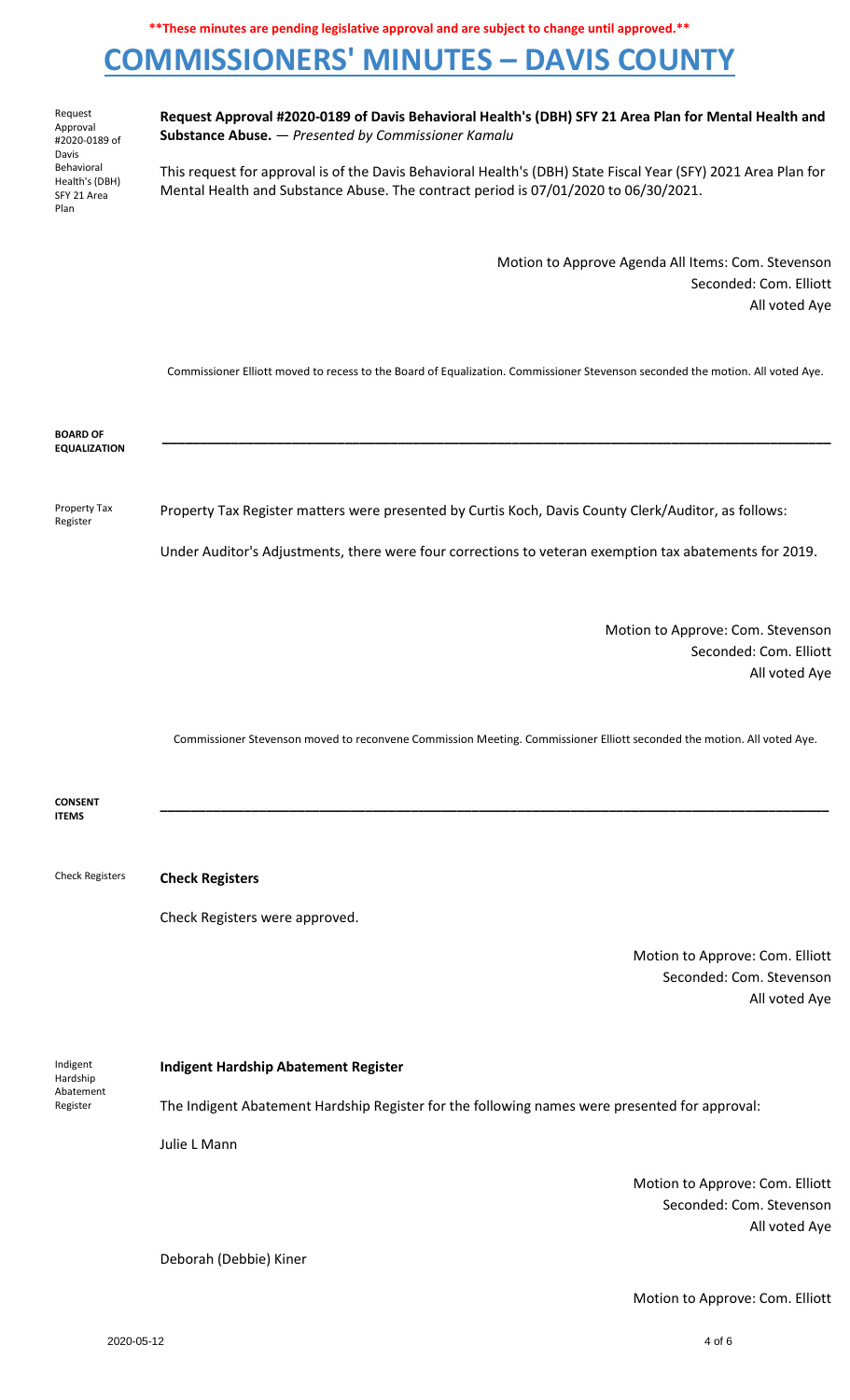**\*\*These minutes are pending legislative approval and are subject to change until approved.\*\***

# COMMISSIONERS' MINUTES – DAVIS COUNTY

Request Approval #2020-0189 of Davis Behavioral Health's (DBH) SFY 21 Area Plan

**Request Approval #2020-0189 of Davis Behavioral Health's (DBH) SFY 21 Area Plan for Mental Health and Substance Abuse.** — *Presented by Commissioner Kamalu*

This request for approval is of the Davis Behavioral Health's (DBH) State Fiscal Year (SFY) 2021 Area Plan for Mental Health and Substance Abuse. The contract period is 07/01/2020 to 06/30/2021.

Motion to Approve Agenda All Items: Com. Stevenson
Seconded: Com. Elliott
All voted Aye

Commissioner Elliott moved to recess to the Board of Equalization. Commissioner Stevenson seconded the motion. All voted Aye.

## BOARD OF EQUALIZATION

Property Tax Register

Property Tax Register matters were presented by Curtis Koch, Davis County Clerk/Auditor, as follows:

Under Auditor's Adjustments, there were four corrections to veteran exemption tax abatements for 2019.

Motion to Approve: Com. Stevenson
Seconded: Com. Elliott
All voted Aye

Commissioner Stevenson moved to reconvene Commission Meeting. Commissioner Elliott seconded the motion. All voted Aye.

## CONSENT ITEMS

Check Registers

**Check Registers**

Check Registers were approved.

Motion to Approve: Com. Elliott
Seconded: Com. Stevenson
All voted Aye

Indigent Hardship Abatement Register

**Indigent Hardship Abatement Register**

The Indigent Abatement Hardship Register for the following names were presented for approval:

Julie L Mann

Motion to Approve: Com. Elliott
Seconded: Com. Stevenson
All voted Aye

Deborah (Debbie) Kiner

Motion to Approve: Com. Elliott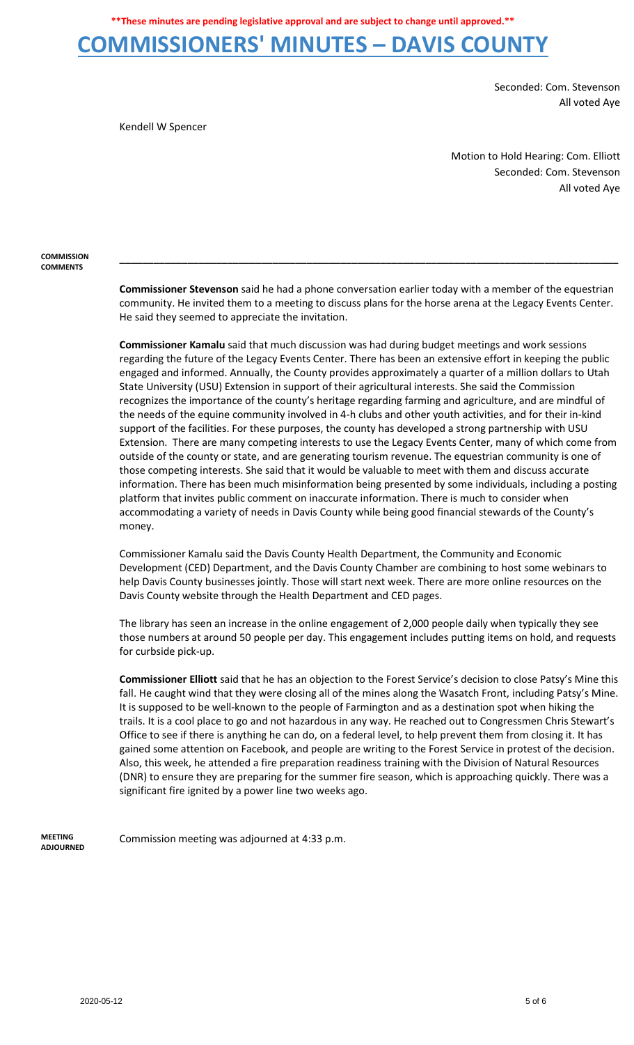**These minutes are pending legislative approval and are subject to change until approved.**

# COMMISSIONERS' MINUTES – DAVIS COUNTY

Seconded: Com. Stevenson
All voted Aye

Kendell W Spencer

Motion to Hold Hearing: Com. Elliott
Seconded: Com. Stevenson
All voted Aye

**COMMISSION COMMENTS**

---

**Commissioner Stevenson** said he had a phone conversation earlier today with a member of the equestrian community. He invited them to a meeting to discuss plans for the horse arena at the Legacy Events Center. He said they seemed to appreciate the invitation.

**Commissioner Kamalu** said that much discussion was had during budget meetings and work sessions regarding the future of the Legacy Events Center. There has been an extensive effort in keeping the public engaged and informed. Annually, the County provides approximately a quarter of a million dollars to Utah State University (USU) Extension in support of their agricultural interests. She said the Commission recognizes the importance of the county's heritage regarding farming and agriculture, and are mindful of the needs of the equine community involved in 4-h clubs and other youth activities, and for their in-kind support of the facilities. For these purposes, the county has developed a strong partnership with USU Extension. There are many competing interests to use the Legacy Events Center, many of which come from outside of the county or state, and are generating tourism revenue. The equestrian community is one of those competing interests. She said that it would be valuable to meet with them and discuss accurate information. There has been much misinformation being presented by some individuals, including a posting platform that invites public comment on inaccurate information. There is much to consider when accommodating a variety of needs in Davis County while being good financial stewards of the County's money.

Commissioner Kamalu said the Davis County Health Department, the Community and Economic Development (CED) Department, and the Davis County Chamber are combining to host some webinars to help Davis County businesses jointly. Those will start next week. There are more online resources on the Davis County website through the Health Department and CED pages.

The library has seen an increase in the online engagement of 2,000 people daily when typically they see those numbers at around 50 people per day. This engagement includes putting items on hold, and requests for curbside pick-up.

**Commissioner Elliott** said that he has an objection to the Forest Service's decision to close Patsy's Mine this fall. He caught wind that they were closing all of the mines along the Wasatch Front, including Patsy's Mine. It is supposed to be well-known to the people of Farmington and as a destination spot when hiking the trails. It is a cool place to go and not hazardous in any way. He reached out to Congressmen Chris Stewart's Office to see if there is anything he can do, on a federal level, to help prevent them from closing it. It has gained some attention on Facebook, and people are writing to the Forest Service in protest of the decision. Also, this week, he attended a fire preparation readiness training with the Division of Natural Resources (DNR) to ensure they are preparing for the summer fire season, which is approaching quickly. There was a significant fire ignited by a power line two weeks ago.

**MEETING ADJOURNED**

Commission meeting was adjourned at 4:33 p.m.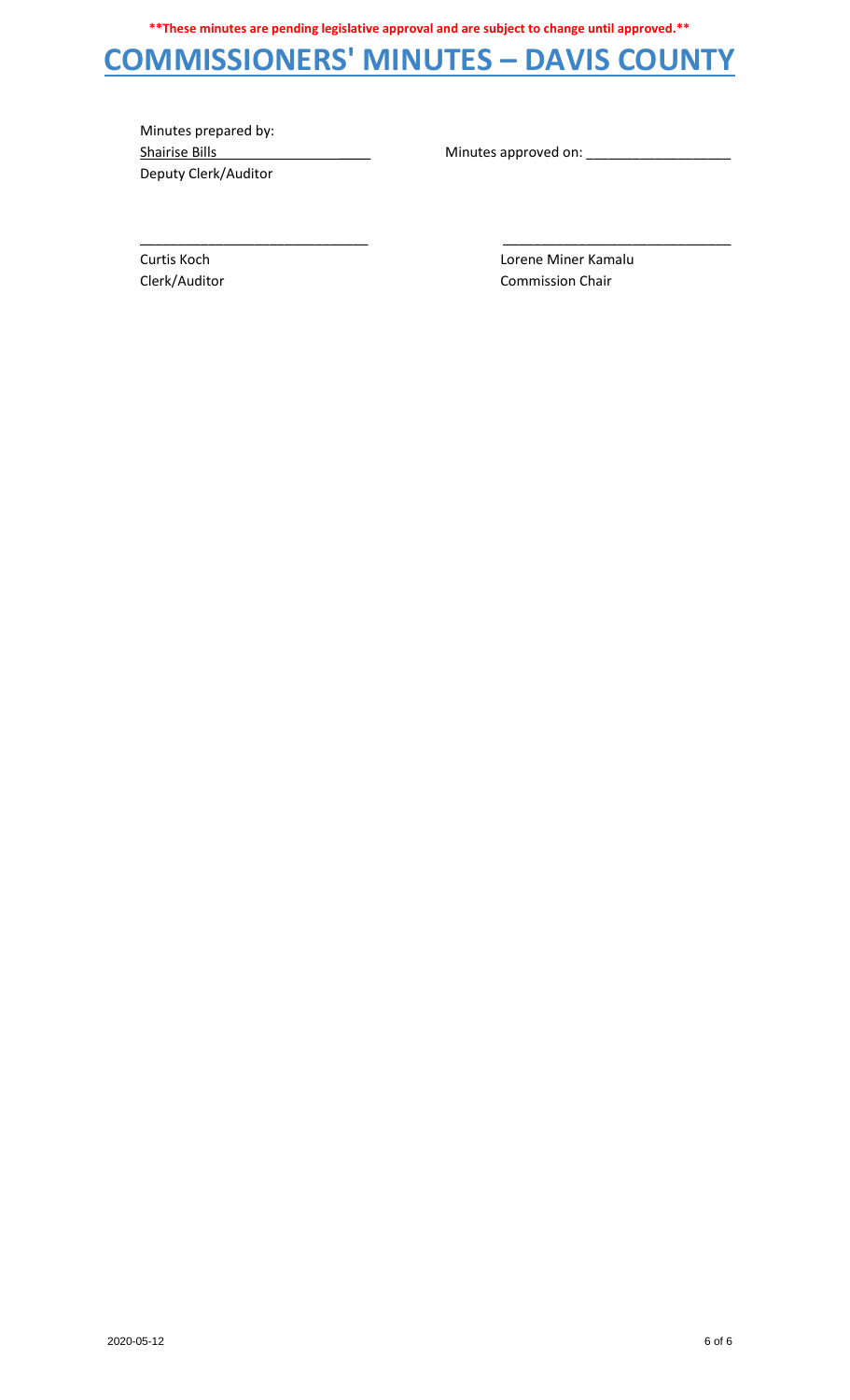**\*\*These minutes are pending legislative approval and are subject to change until approved.\*\***

# COMMISSIONERS' MINUTES – DAVIS COUNTY

Minutes prepared by:
Shairise Bills
Deputy Clerk/Auditor

Minutes approved on: ___________________

_____________________________
Curtis Koch
Clerk/Auditor

_____________________________
Lorene Miner Kamalu
Commission Chair